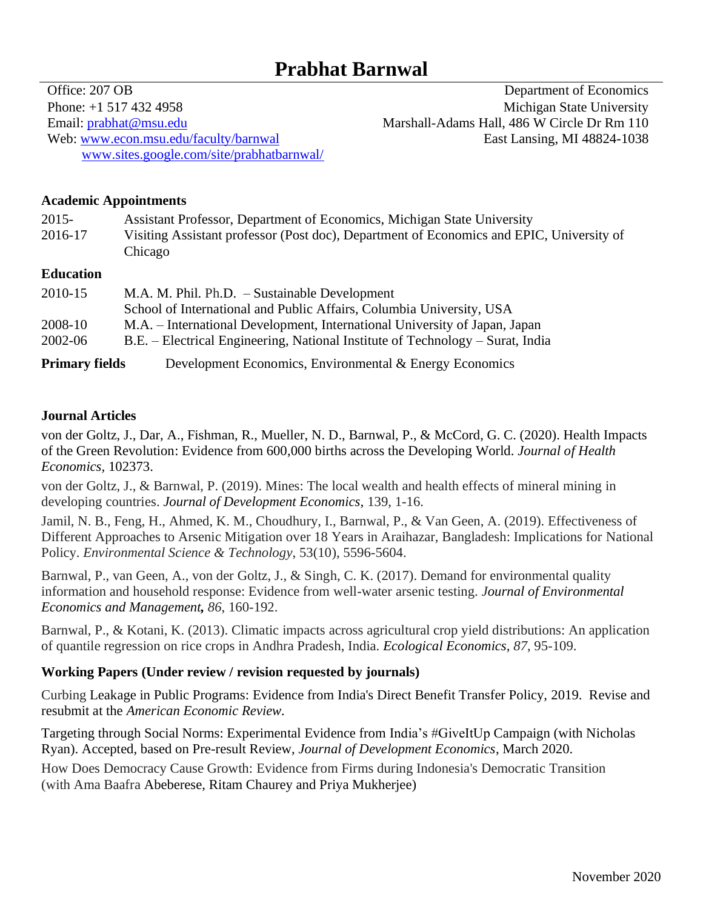# Prabhat Barnwal

Office: 207 OB
Phone: +1 517 432 4958
Email: prabhat@msu.edu
Web: www.econ.msu.edu/faculty/barnwal
www.sites.google.com/site/prabhatbarnwal/

Department of Economics
Michigan State University
Marshall-Adams Hall, 486 W Circle Dr Rm 110
East Lansing, MI 48824-1038

**Academic Appointments**

| | |
|---|---|
| 2015- | Assistant Professor, Department of Economics, Michigan State University |
| 2016-17 | Visiting Assistant professor (Post doc), Department of Economics and EPIC, University of Chicago |

**Education**

| | |
|---|---|
| 2010-15 | M.A. M. Phil. Ph.D. – Sustainable Development<br>School of International and Public Affairs, Columbia University, USA |
| 2008-10 | M.A. – International Development, International University of Japan, Japan |
| 2002-06 | B.E. – Electrical Engineering, National Institute of Technology – Surat, India |

**Primary fields** Development Economics, Environmental & Energy Economics

**Journal Articles**

von der Goltz, J., Dar, A., Fishman, R., Mueller, N. D., Barnwal, P., & McCord, G. C. (2020). Health Impacts of the Green Revolution: Evidence from 600,000 births across the Developing World. *Journal of Health Economics*, 102373.

von der Goltz, J., & Barnwal, P. (2019). Mines: The local wealth and health effects of mineral mining in developing countries. *Journal of Development Economics*, 139, 1-16.

Jamil, N. B., Feng, H., Ahmed, K. M., Choudhury, I., Barnwal, P., & Van Geen, A. (2019). Effectiveness of Different Approaches to Arsenic Mitigation over 18 Years in Araihazar, Bangladesh: Implications for National Policy. *Environmental Science & Technology*, 53(10), 5596-5604.

Barnwal, P., van Geen, A., von der Goltz, J., & Singh, C. K. (2017). Demand for environmental quality information and household response: Evidence from well-water arsenic testing. *Journal of Environmental Economics and Management, 86*, 160-192.

Barnwal, P., & Kotani, K. (2013). Climatic impacts across agricultural crop yield distributions: An application of quantile regression on rice crops in Andhra Pradesh, India. *Ecological Economics*, *87*, 95-109.

**Working Papers (Under review / revision requested by journals)**

Curbing Leakage in Public Programs: Evidence from India's Direct Benefit Transfer Policy, 2019. Revise and resubmit at the *American Economic Review.*

Targeting through Social Norms: Experimental Evidence from India's #GiveItUp Campaign (with Nicholas Ryan). Accepted, based on Pre-result Review, *Journal of Development Economics*, March 2020.

How Does Democracy Cause Growth: Evidence from Firms during Indonesia's Democratic Transition (with Ama Baafra Abeberese, Ritam Chaurey and Priya Mukherjee)

November 2020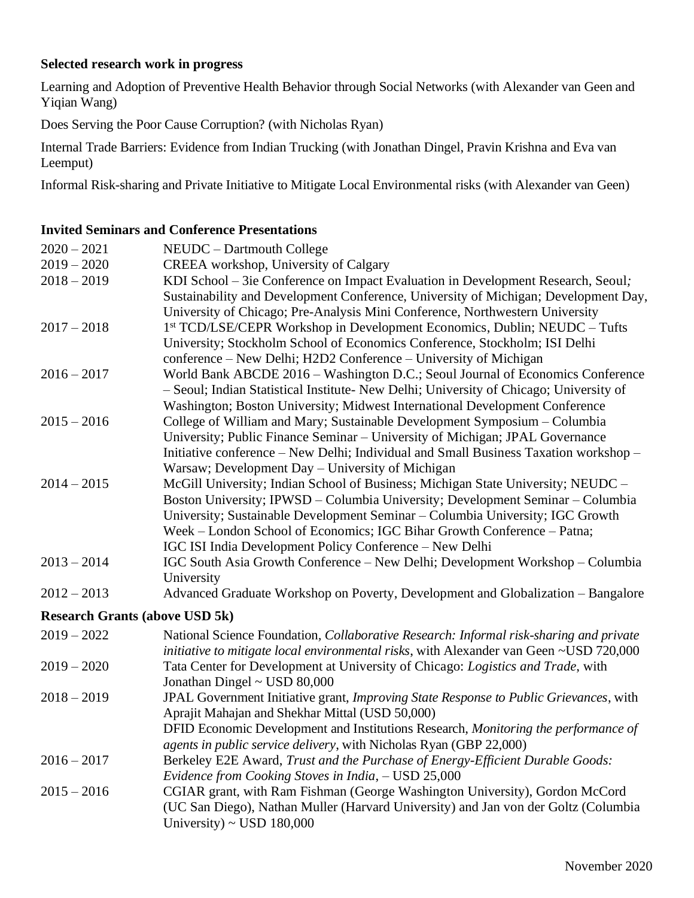**Selected research work in progress**

Learning and Adoption of Preventive Health Behavior through Social Networks (with Alexander van Geen and Yiqian Wang)

Does Serving the Poor Cause Corruption? (with Nicholas Ryan)

Internal Trade Barriers: Evidence from Indian Trucking (with Jonathan Dingel, Pravin Krishna and Eva van Leemput)

Informal Risk-sharing and Private Initiative to Mitigate Local Environmental risks (with Alexander van Geen)

**Invited Seminars and Conference Presentations**

| | |
|---|---|
| 2020 – 2021 | NEUDC – Dartmouth College |
| 2019 – 2020 | CREEA workshop, University of Calgary |
| 2018 – 2019 | KDI School – 3ie Conference on Impact Evaluation in Development Research, Seoul*;* Sustainability and Development Conference, University of Michigan; Development Day, University of Chicago; Pre-Analysis Mini Conference, Northwestern University |
| 2017 – 2018 | 1st TCD/LSE/CEPR Workshop in Development Economics, Dublin; NEUDC – Tufts University; Stockholm School of Economics Conference, Stockholm; ISI Delhi conference – New Delhi; H2D2 Conference – University of Michigan |
| 2016 – 2017 | World Bank ABCDE 2016 – Washington D.C.; Seoul Journal of Economics Conference – Seoul; Indian Statistical Institute- New Delhi; University of Chicago; University of Washington; Boston University; Midwest International Development Conference |
| 2015 – 2016 | College of William and Mary; Sustainable Development Symposium – Columbia University; Public Finance Seminar – University of Michigan; JPAL Governance Initiative conference – New Delhi; Individual and Small Business Taxation workshop – Warsaw; Development Day – University of Michigan |
| 2014 – 2015 | McGill University; Indian School of Business; Michigan State University; NEUDC – Boston University; IPWSD – Columbia University; Development Seminar – Columbia University; Sustainable Development Seminar – Columbia University; IGC Growth Week – London School of Economics; IGC Bihar Growth Conference – Patna; IGC ISI India Development Policy Conference – New Delhi |
| 2013 – 2014 | IGC South Asia Growth Conference – New Delhi; Development Workshop – Columbia University |
| 2012 – 2013 | Advanced Graduate Workshop on Poverty, Development and Globalization – Bangalore |

**Research Grants (above USD 5k)**

| | |
|---|---|
| 2019 – 2022 | National Science Foundation*, Collaborative Research: Informal risk-sharing and private initiative to mitigate local environmental risks*, with Alexander van Geen ~USD 720,000 |
| 2019 – 2020 | Tata Center for Development at University of Chicago: *Logistics and Trade*, with Jonathan Dingel ~ USD 80,000 |
| 2018 – 2019 | JPAL Government Initiative grant, *Improving State Response to Public Grievances*, with Aprajit Mahajan and Shekhar Mittal (USD 50,000) |
| | DFID Economic Development and Institutions Research, *Monitoring the performance of agents in public service delivery*, with Nicholas Ryan (GBP 22,000) |
| 2016 – 2017 | Berkeley E2E Award, *Trust and the Purchase of Energy-Efficient Durable Goods: Evidence from Cooking Stoves in India*, – USD 25,000 |
| 2015 – 2016 | CGIAR grant, with Ram Fishman (George Washington University), Gordon McCord (UC San Diego), Nathan Muller (Harvard University) and Jan von der Goltz (Columbia University) ~ USD 180,000 |

November 2020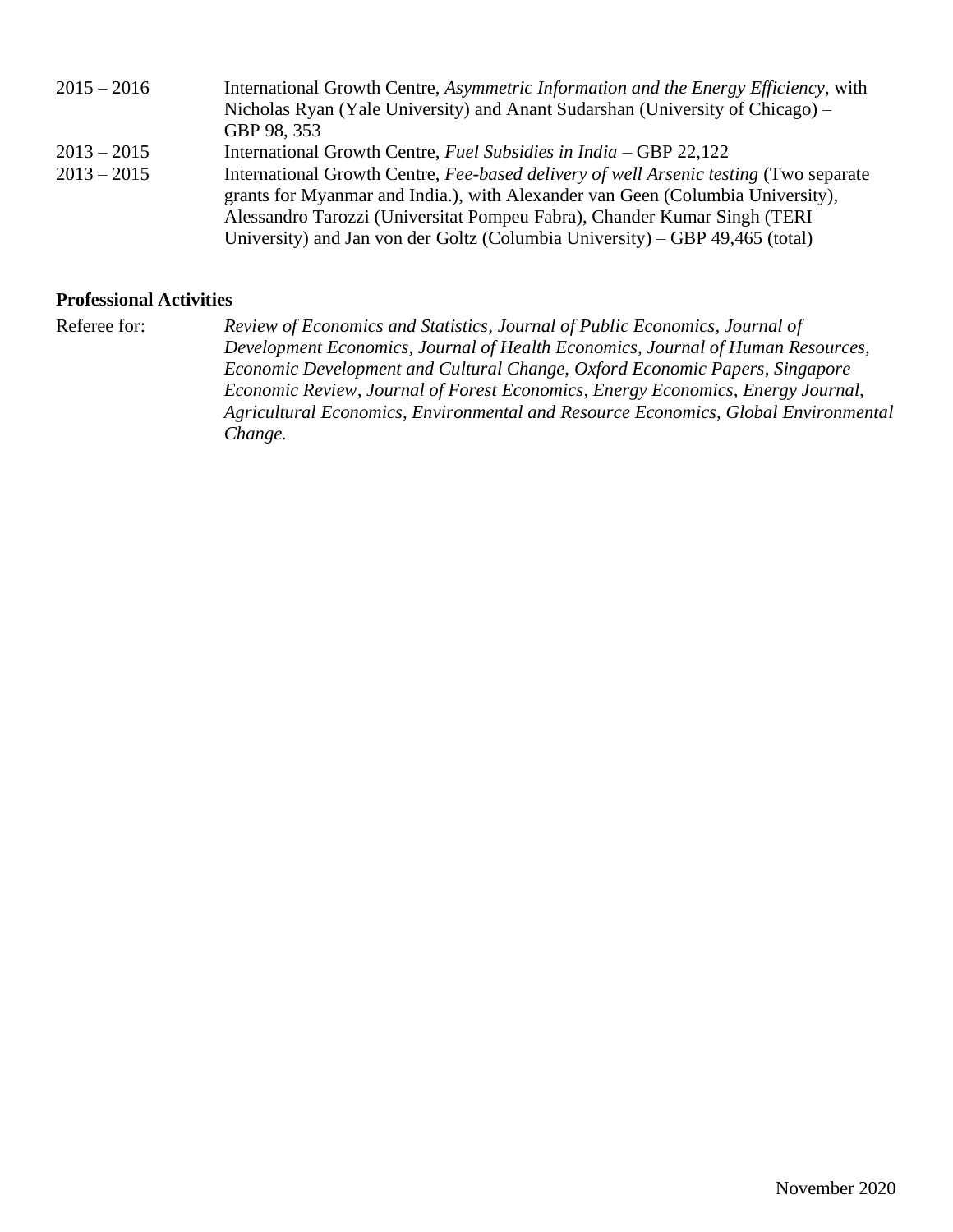2015 – 2016 International Growth Centre, *Asymmetric Information and the Energy Efficiency*, with Nicholas Ryan (Yale University) and Anant Sudarshan (University of Chicago) – GBP 98, 353

2013 – 2015 International Growth Centre, *Fuel Subsidies in India* – GBP 22,122

2013 – 2015 International Growth Centre, *Fee-based delivery of well Arsenic testing* (Two separate grants for Myanmar and India.), with Alexander van Geen (Columbia University), Alessandro Tarozzi (Universitat Pompeu Fabra), Chander Kumar Singh (TERI University) and Jan von der Goltz (Columbia University) – GBP 49,465 (total)

**Professional Activities**

Referee for: *Review of Economics and Statistics*, *Journal of Public Economics*, *Journal of Development Economics, Journal of Health Economics, Journal of Human Resources, Economic Development and Cultural Change, Oxford Economic Papers, Singapore Economic Review, Journal of Forest Economics, Energy Economics, Energy Journal, Agricultural Economics, Environmental and Resource Economics, Global Environmental Change.*

November 2020